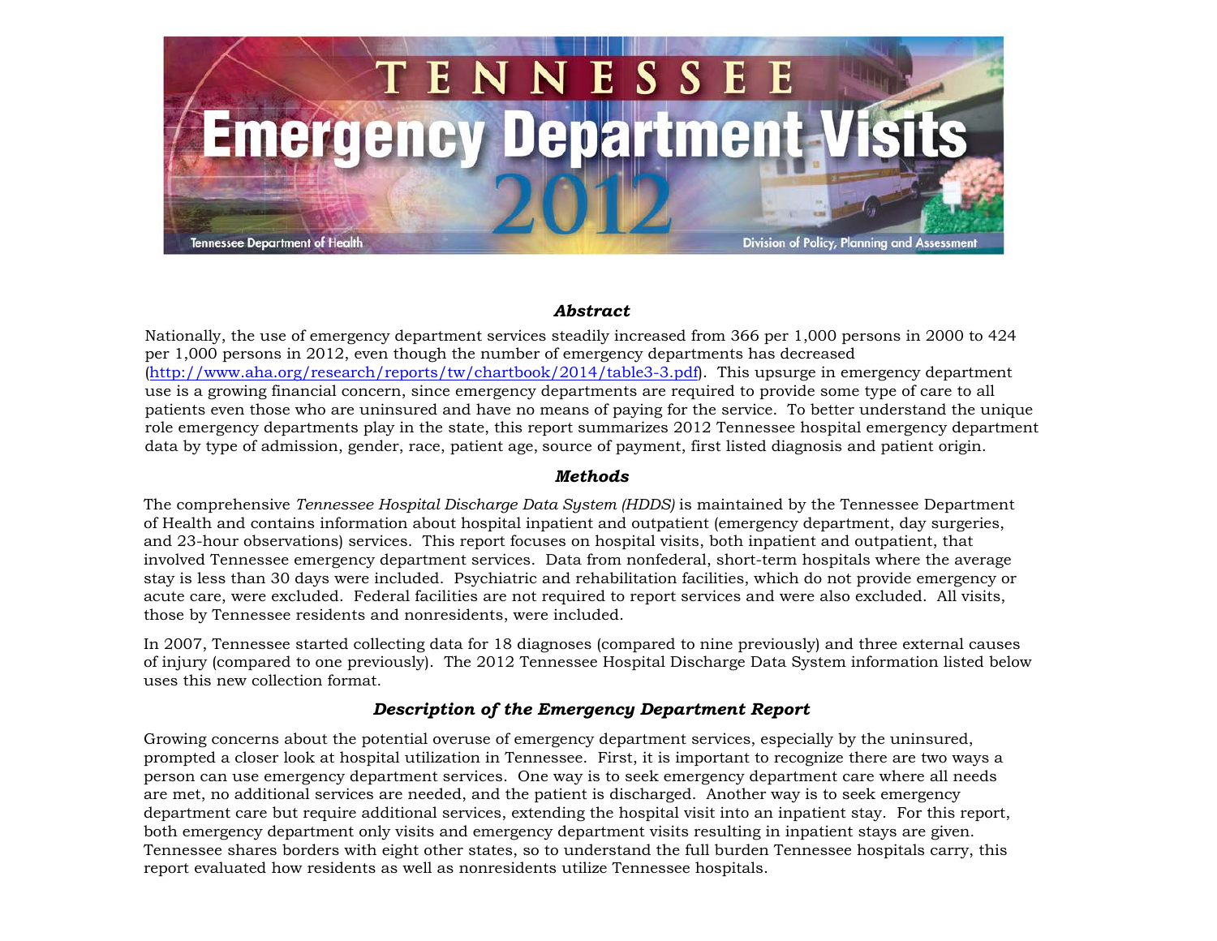# TENNESSEE Emergency Department Visits 2012

Tennessee Department of Health

Division of Policy, Planning and Assessment

### *Abstract*

Nationally, the use of emergency department services steadily increased from 366 per 1,000 persons in 2000 to 424 per 1,000 persons in 2012, even though the number of emergency departments has decreased (http://www.aha.org/research/reports/tw/chartbook/2014/table3-3.pdf). This upsurge in emergency department use is a growing financial concern, since emergency departments are required to provide some type of care to all patients even those who are uninsured and have no means of paying for the service. To better understand the unique role emergency departments play in the state, this report summarizes 2012 Tennessee hospital emergency department data by type of admission, gender, race, patient age, source of payment, first listed diagnosis and patient origin.

### *Methods*

The comprehensive *Tennessee Hospital Discharge Data System (HDDS)* is maintained by the Tennessee Department of Health and contains information about hospital inpatient and outpatient (emergency department, day surgeries, and 23-hour observations) services. This report focuses on hospital visits, both inpatient and outpatient, that involved Tennessee emergency department services. Data from nonfederal, short-term hospitals where the average stay is less than 30 days were included. Psychiatric and rehabilitation facilities, which do not provide emergency or acute care, were excluded. Federal facilities are not required to report services and were also excluded. All visits, those by Tennessee residents and nonresidents, were included.

In 2007, Tennessee started collecting data for 18 diagnoses (compared to nine previously) and three external causes of injury (compared to one previously). The 2012 Tennessee Hospital Discharge Data System information listed below uses this new collection format.

### *Description of the Emergency Department Report*

Growing concerns about the potential overuse of emergency department services, especially by the uninsured, prompted a closer look at hospital utilization in Tennessee. First, it is important to recognize there are two ways a person can use emergency department services. One way is to seek emergency department care where all needs are met, no additional services are needed, and the patient is discharged. Another way is to seek emergency department care but require additional services, extending the hospital visit into an inpatient stay. For this report, both emergency department only visits and emergency department visits resulting in inpatient stays are given. Tennessee shares borders with eight other states, so to understand the full burden Tennessee hospitals carry, this report evaluated how residents as well as nonresidents utilize Tennessee hospitals.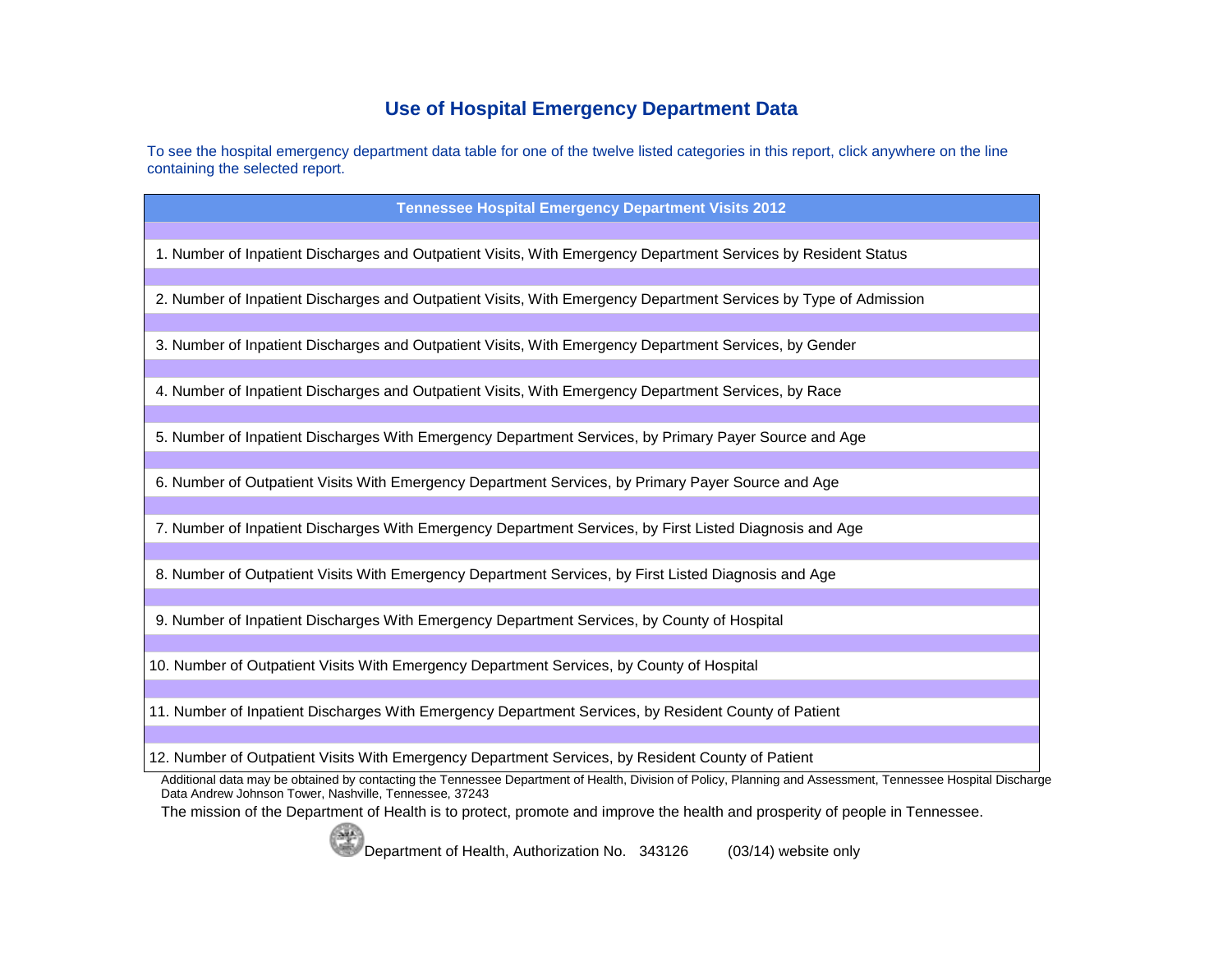# Use of Hospital Emergency Department Data

To see the hospital emergency department data table for one of the twelve listed categories in this report, click anywhere on the line containing the selected report.

| Tennessee Hospital Emergency Department Visits 2012 |
| --- |
| 1. Number of Inpatient Discharges and Outpatient Visits, With Emergency Department Services by Resident Status |
| 2. Number of Inpatient Discharges and Outpatient Visits, With Emergency Department Services by Type of Admission |
| 3. Number of Inpatient Discharges and Outpatient Visits, With Emergency Department Services, by Gender |
| 4. Number of Inpatient Discharges and Outpatient Visits, With Emergency Department Services, by Race |
| 5. Number of Inpatient Discharges With Emergency Department Services, by Primary Payer Source and Age |
| 6. Number of Outpatient Visits With Emergency Department Services, by Primary Payer Source and Age |
| 7. Number of Inpatient Discharges With Emergency Department Services, by First Listed Diagnosis and Age |
| 8. Number of Outpatient Visits With Emergency Department Services, by First Listed Diagnosis and Age |
| 9. Number of Inpatient Discharges With Emergency Department Services, by County of Hospital |
| 10. Number of Outpatient Visits With Emergency Department Services, by County of Hospital |
| 11. Number of Inpatient Discharges With Emergency Department Services, by Resident County of Patient |
| 12. Number of Outpatient Visits With Emergency Department Services, by Resident County of Patient |

Additional data may be obtained by contacting the Tennessee Department of Health, Division of Policy, Planning and Assessment, Tennessee Hospital Discharge Data Andrew Johnson Tower, Nashville, Tennessee, 37243

The mission of the Department of Health is to protect, promote and improve the health and prosperity of people in Tennessee.

Department of Health, Authorization No. 343126 (03/14) website only